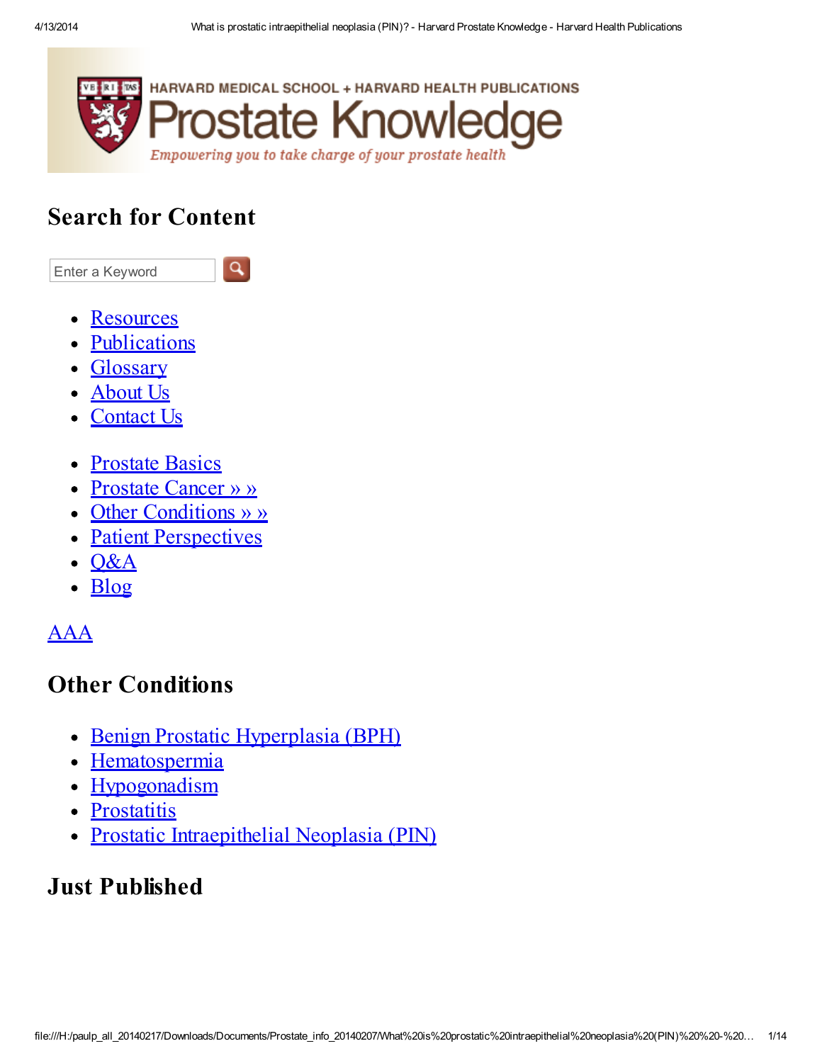HARVARD MEDICAL SCHOOL + HARVARD HEALTH PUBLICATIONS

# Prostate Knowledge

*Empowering you to take charge of your prostate health*

## Search for Content

Enter a Keyword

- Resources
- Publications
- Glossary
- About Us
- Contact Us

- Prostate Basics
- Prostate Cancer » »
- Other Conditions » »
- Patient Perspectives
- Q&A
- Blog

AAA

## Other Conditions

- Benign Prostatic Hyperplasia (BPH)
- Hematospermia
- Hypogonadism
- Prostatitis
- Prostatic Intraepithelial Neoplasia (PIN)

## Just Published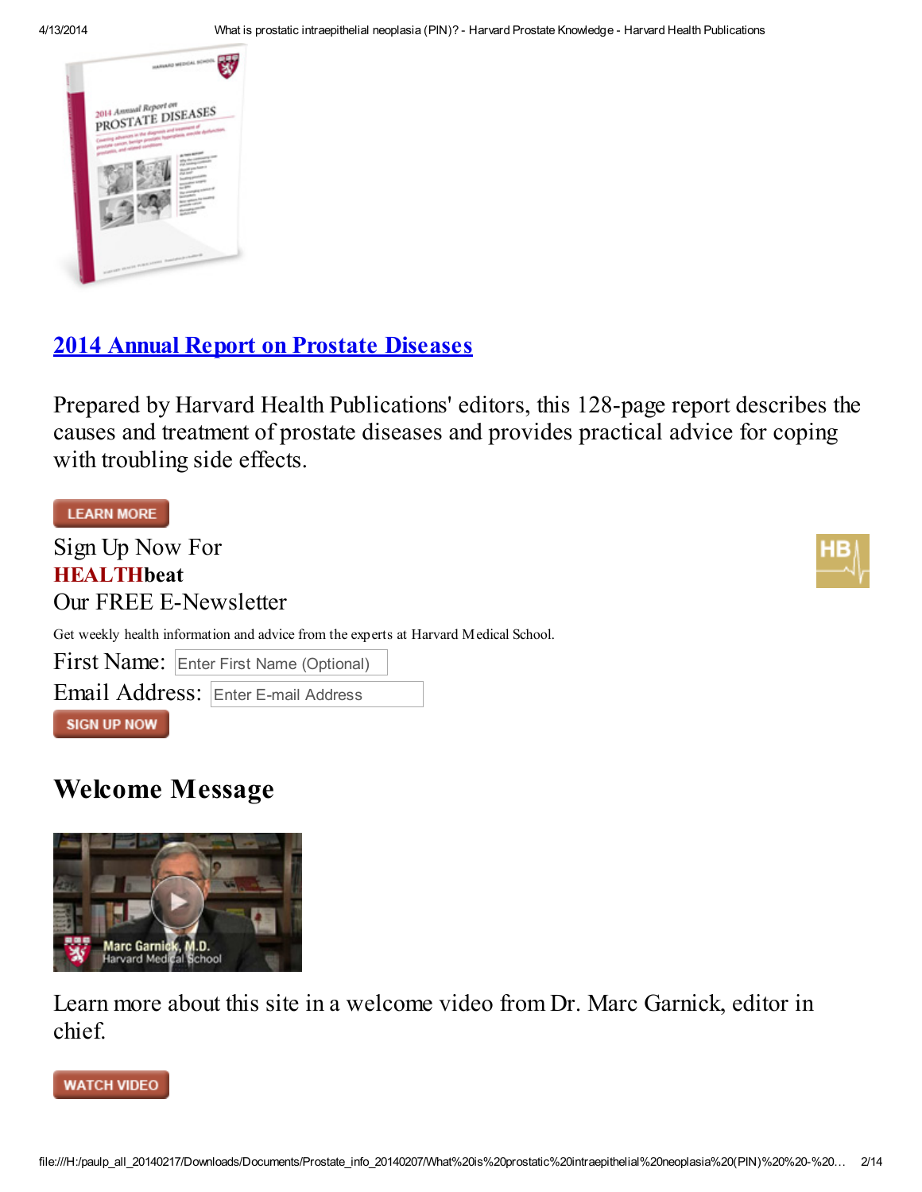[2014 Annual Report on Prostate Diseases]

Prepared by Harvard Health Publications' editors, this 128-page report describes the causes and treatment of prostate diseases and provides practical advice for coping with troubling side effects.

LEARN MORE

Sign Up Now For
**HEALTHbeat**
Our FREE E-Newsletter

Get weekly health information and advice from the experts at Harvard Medical School.

First Name: Enter First Name (Optional)

Email Address: Enter E-mail Address

SIGN UP NOW

## Welcome Message

Learn more about this site in a welcome video from Dr. Marc Garnick, editor in chief.

WATCH VIDEO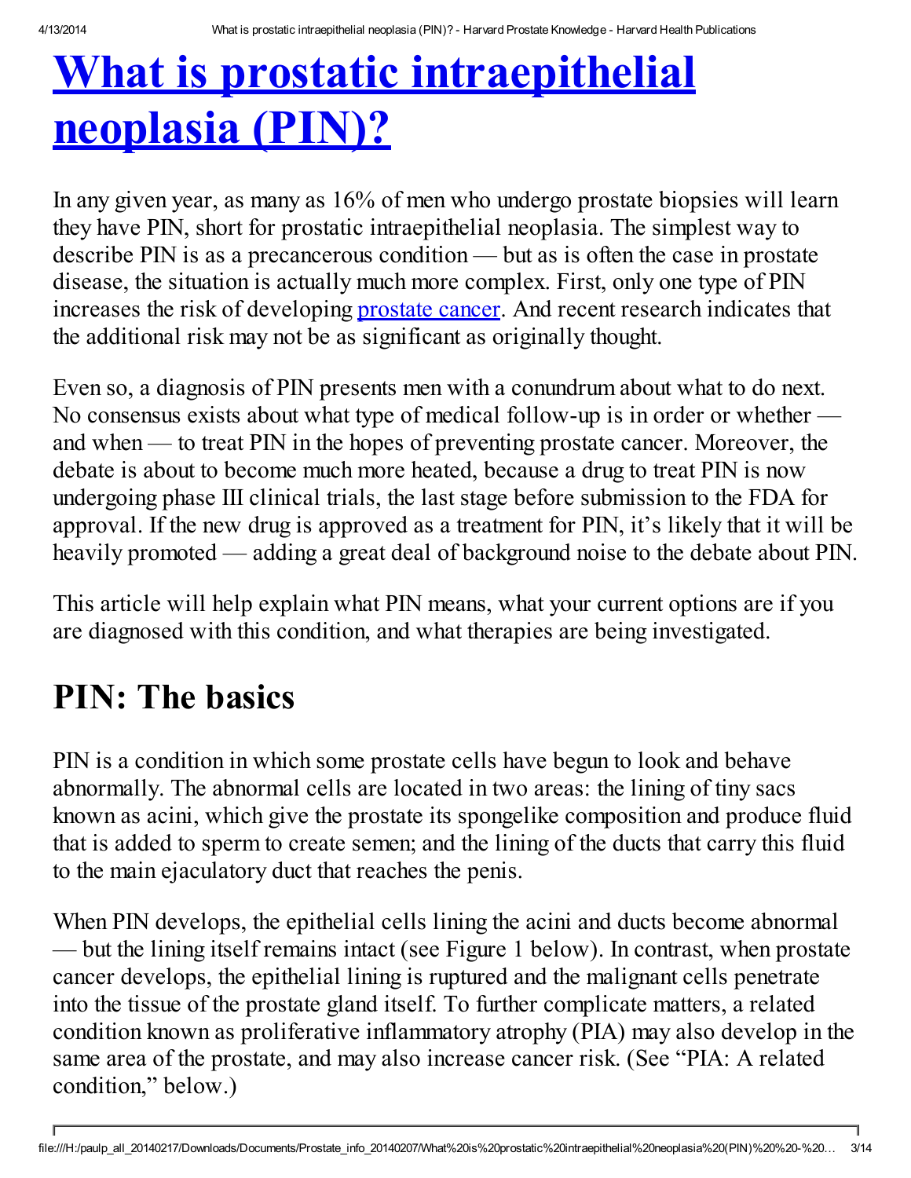# What is prostatic intraepithelial neoplasia (PIN)?

In any given year, as many as 16% of men who undergo prostate biopsies will learn they have PIN, short for prostatic intraepithelial neoplasia. The simplest way to describe PIN is as a precancerous condition — but as is often the case in prostate disease, the situation is actually much more complex. First, only one type of PIN increases the risk of developing prostate cancer. And recent research indicates that the additional risk may not be as significant as originally thought.

Even so, a diagnosis of PIN presents men with a conundrum about what to do next. No consensus exists about what type of medical follow-up is in order or whether — and when — to treat PIN in the hopes of preventing prostate cancer. Moreover, the debate is about to become much more heated, because a drug to treat PIN is now undergoing phase III clinical trials, the last stage before submission to the FDA for approval. If the new drug is approved as a treatment for PIN, it's likely that it will be heavily promoted — adding a great deal of background noise to the debate about PIN.

This article will help explain what PIN means, what your current options are if you are diagnosed with this condition, and what therapies are being investigated.

## PIN: The basics

PIN is a condition in which some prostate cells have begun to look and behave abnormally. The abnormal cells are located in two areas: the lining of tiny sacs known as acini, which give the prostate its spongelike composition and produce fluid that is added to sperm to create semen; and the lining of the ducts that carry this fluid to the main ejaculatory duct that reaches the penis.

When PIN develops, the epithelial cells lining the acini and ducts become abnormal — but the lining itself remains intact (see Figure 1 below). In contrast, when prostate cancer develops, the epithelial lining is ruptured and the malignant cells penetrate into the tissue of the prostate gland itself. To further complicate matters, a related condition known as proliferative inflammatory atrophy (PIA) may also develop in the same area of the prostate, and may also increase cancer risk. (See "PIA: A related condition," below.)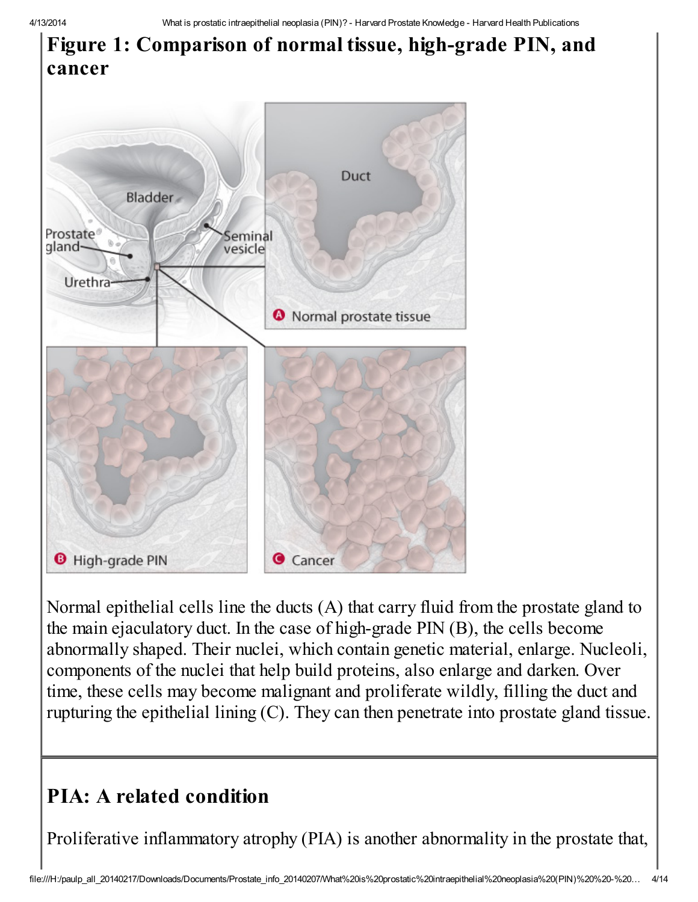## Figure 1: Comparison of normal tissue, high-grade PIN, and cancer

Bladder
Prostate gland
Seminal vesicle
Urethra
Duct
A Normal prostate tissue
B High-grade PIN
C Cancer

Normal epithelial cells line the ducts (A) that carry fluid from the prostate gland to the main ejaculatory duct. In the case of high-grade PIN (B), the cells become abnormally shaped. Their nuclei, which contain genetic material, enlarge. Nucleoli, components of the nuclei that help build proteins, also enlarge and darken. Over time, these cells may become malignant and proliferate wildly, filling the duct and rupturing the epithelial lining (C). They can then penetrate into prostate gland tissue.

## PIA: A related condition

Proliferative inflammatory atrophy (PIA) is another abnormality in the prostate that,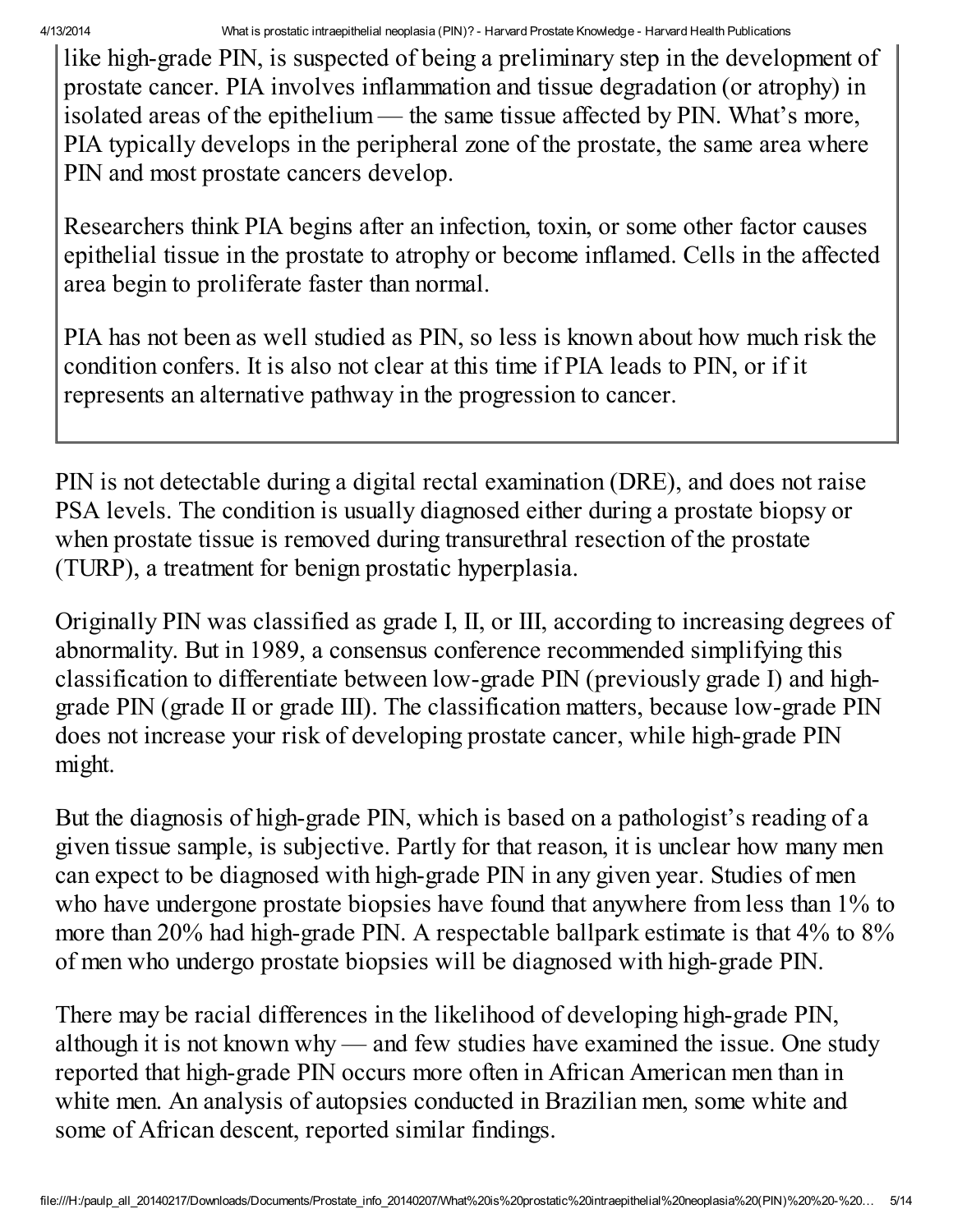like high-grade PIN, is suspected of being a preliminary step in the development of prostate cancer. PIA involves inflammation and tissue degradation (or atrophy) in isolated areas of the epithelium — the same tissue affected by PIN. What's more, PIA typically develops in the peripheral zone of the prostate, the same area where PIN and most prostate cancers develop.

Researchers think PIA begins after an infection, toxin, or some other factor causes epithelial tissue in the prostate to atrophy or become inflamed. Cells in the affected area begin to proliferate faster than normal.

PIA has not been as well studied as PIN, so less is known about how much risk the condition confers. It is also not clear at this time if PIA leads to PIN, or if it represents an alternative pathway in the progression to cancer.

PIN is not detectable during a digital rectal examination (DRE), and does not raise PSA levels. The condition is usually diagnosed either during a prostate biopsy or when prostate tissue is removed during transurethral resection of the prostate (TURP), a treatment for benign prostatic hyperplasia.

Originally PIN was classified as grade I, II, or III, according to increasing degrees of abnormality. But in 1989, a consensus conference recommended simplifying this classification to differentiate between low-grade PIN (previously grade I) and high-grade PIN (grade II or grade III). The classification matters, because low-grade PIN does not increase your risk of developing prostate cancer, while high-grade PIN might.

But the diagnosis of high-grade PIN, which is based on a pathologist's reading of a given tissue sample, is subjective. Partly for that reason, it is unclear how many men can expect to be diagnosed with high-grade PIN in any given year. Studies of men who have undergone prostate biopsies have found that anywhere from less than 1% to more than 20% had high-grade PIN. A respectable ballpark estimate is that 4% to 8% of men who undergo prostate biopsies will be diagnosed with high-grade PIN.

There may be racial differences in the likelihood of developing high-grade PIN, although it is not known why — and few studies have examined the issue. One study reported that high-grade PIN occurs more often in African American men than in white men. An analysis of autopsies conducted in Brazilian men, some white and some of African descent, reported similar findings.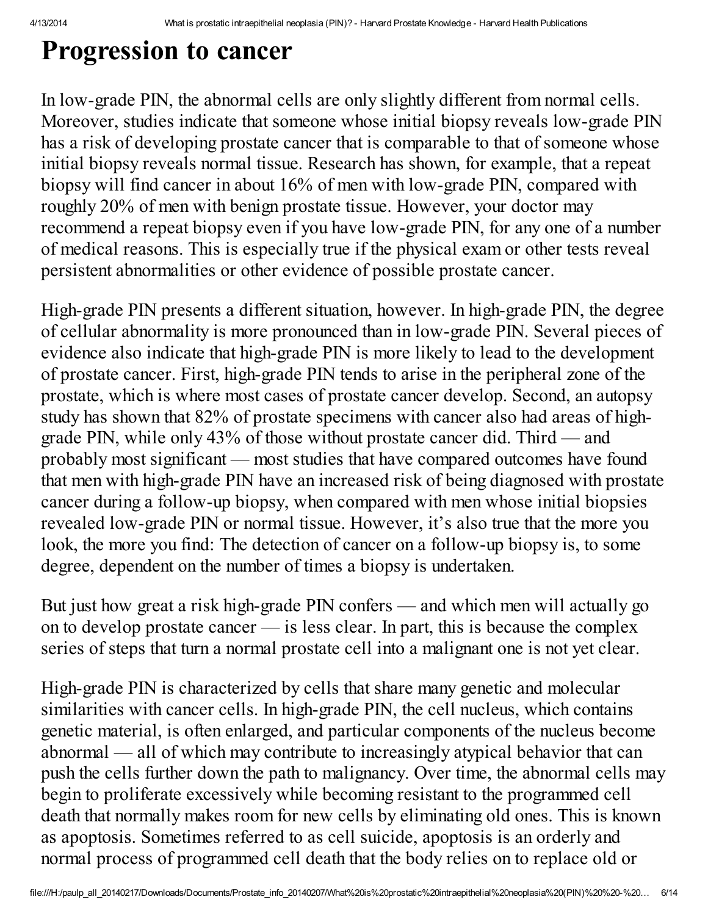# Progression to cancer

In low-grade PIN, the abnormal cells are only slightly different from normal cells. Moreover, studies indicate that someone whose initial biopsy reveals low-grade PIN has a risk of developing prostate cancer that is comparable to that of someone whose initial biopsy reveals normal tissue. Research has shown, for example, that a repeat biopsy will find cancer in about 16% of men with low-grade PIN, compared with roughly 20% of men with benign prostate tissue. However, your doctor may recommend a repeat biopsy even if you have low-grade PIN, for any one of a number of medical reasons. This is especially true if the physical exam or other tests reveal persistent abnormalities or other evidence of possible prostate cancer.

High-grade PIN presents a different situation, however. In high-grade PIN, the degree of cellular abnormality is more pronounced than in low-grade PIN. Several pieces of evidence also indicate that high-grade PIN is more likely to lead to the development of prostate cancer. First, high-grade PIN tends to arise in the peripheral zone of the prostate, which is where most cases of prostate cancer develop. Second, an autopsy study has shown that 82% of prostate specimens with cancer also had areas of high-grade PIN, while only 43% of those without prostate cancer did. Third — and probably most significant — most studies that have compared outcomes have found that men with high-grade PIN have an increased risk of being diagnosed with prostate cancer during a follow-up biopsy, when compared with men whose initial biopsies revealed low-grade PIN or normal tissue. However, it's also true that the more you look, the more you find: The detection of cancer on a follow-up biopsy is, to some degree, dependent on the number of times a biopsy is undertaken.

But just how great a risk high-grade PIN confers — and which men will actually go on to develop prostate cancer — is less clear. In part, this is because the complex series of steps that turn a normal prostate cell into a malignant one is not yet clear.

High-grade PIN is characterized by cells that share many genetic and molecular similarities with cancer cells. In high-grade PIN, the cell nucleus, which contains genetic material, is often enlarged, and particular components of the nucleus become abnormal — all of which may contribute to increasingly atypical behavior that can push the cells further down the path to malignancy. Over time, the abnormal cells may begin to proliferate excessively while becoming resistant to the programmed cell death that normally makes room for new cells by eliminating old ones. This is known as apoptosis. Sometimes referred to as cell suicide, apoptosis is an orderly and normal process of programmed cell death that the body relies on to replace old or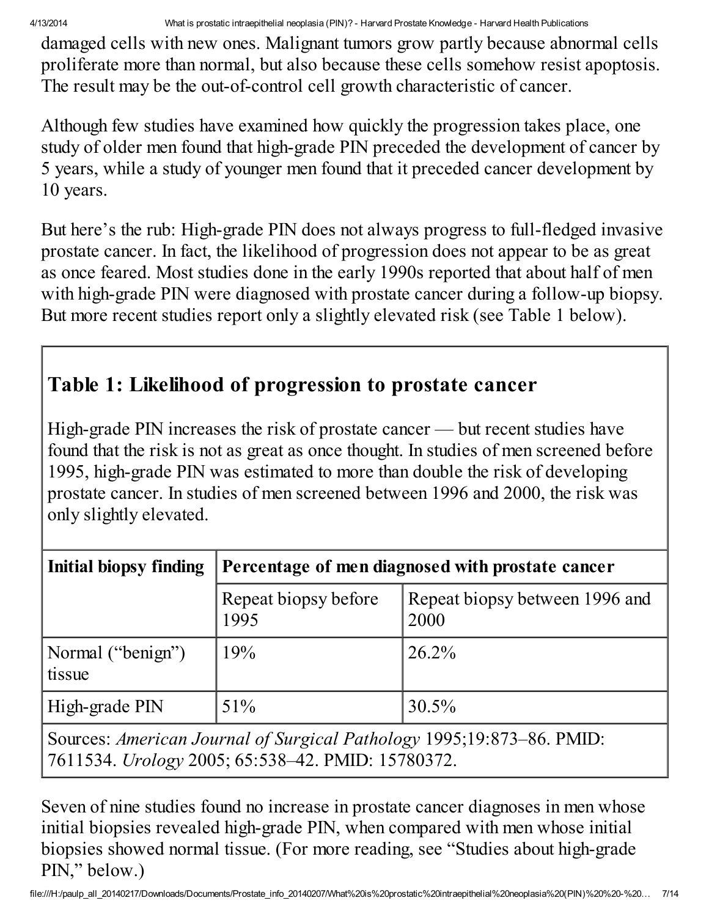damaged cells with new ones. Malignant tumors grow partly because abnormal cells proliferate more than normal, but also because these cells somehow resist apoptosis. The result may be the out-of-control cell growth characteristic of cancer.

Although few studies have examined how quickly the progression takes place, one study of older men found that high-grade PIN preceded the development of cancer by 5 years, while a study of younger men found that it preceded cancer development by 10 years.

But here's the rub: High-grade PIN does not always progress to full-fledged invasive prostate cancer. In fact, the likelihood of progression does not appear to be as great as once feared. Most studies done in the early 1990s reported that about half of men with high-grade PIN were diagnosed with prostate cancer during a follow-up biopsy. But more recent studies report only a slightly elevated risk (see Table 1 below).

## Table 1: Likelihood of progression to prostate cancer

High-grade PIN increases the risk of prostate cancer — but recent studies have found that the risk is not as great as once thought. In studies of men screened before 1995, high-grade PIN was estimated to more than double the risk of developing prostate cancer. In studies of men screened between 1996 and 2000, the risk was only slightly elevated.

| **Initial biopsy finding** | **Percentage of men diagnosed with prostate cancer** | |
|---|---|---|
| | Repeat biopsy before 1995 | Repeat biopsy between 1996 and 2000 |
| Normal ("benign") tissue | 19% | 26.2% |
| High-grade PIN | 51% | 30.5% |

Sources: *American Journal of Surgical Pathology* 1995;19:873–86. PMID: 7611534. *Urology* 2005; 65:538–42. PMID: 15780372.

Seven of nine studies found no increase in prostate cancer diagnoses in men whose initial biopsies revealed high-grade PIN, when compared with men whose initial biopsies showed normal tissue. (For more reading, see "Studies about high-grade PIN," below.)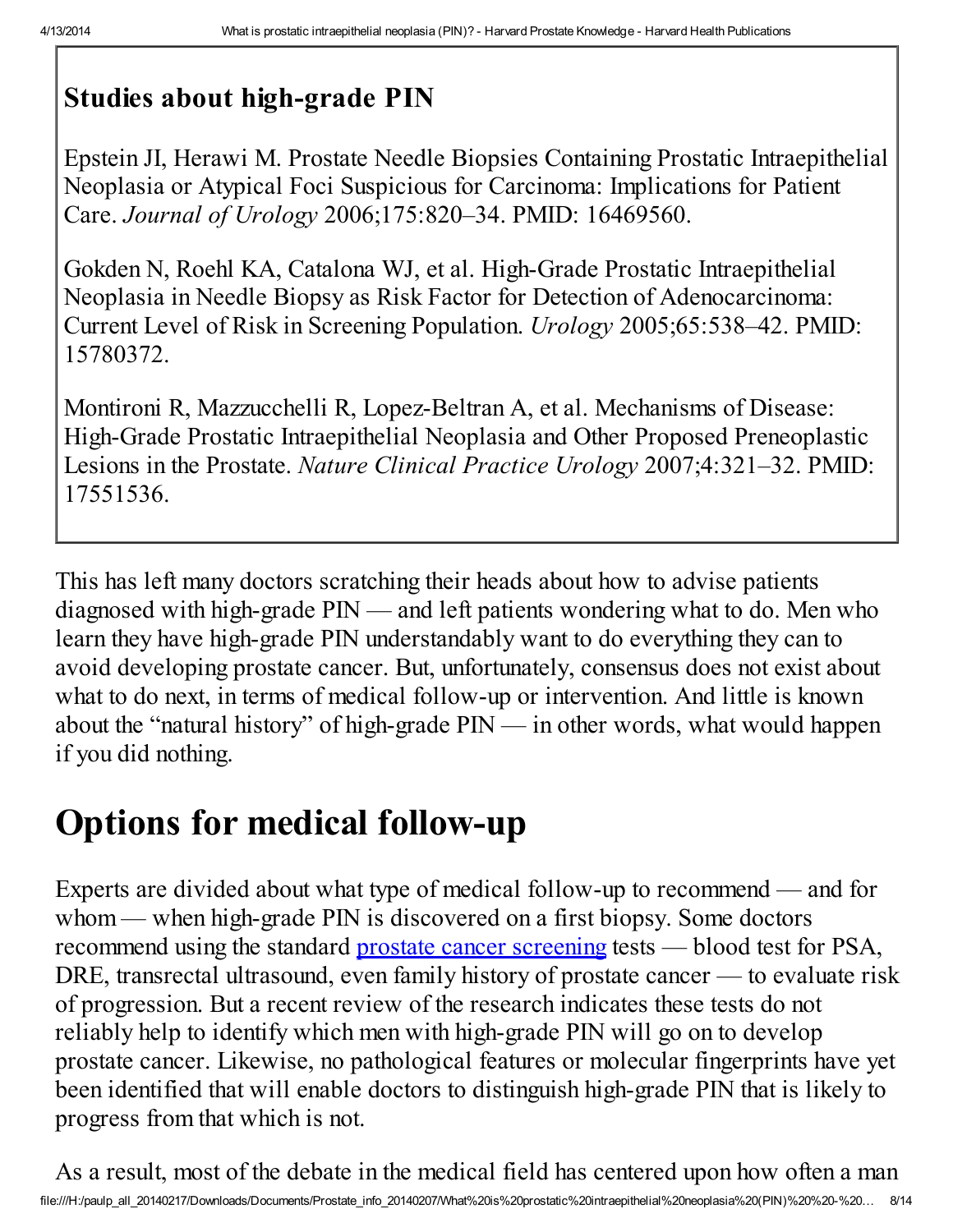### Studies about high-grade PIN

Epstein JI, Herawi M. Prostate Needle Biopsies Containing Prostatic Intraepithelial Neoplasia or Atypical Foci Suspicious for Carcinoma: Implications for Patient Care. *Journal of Urology* 2006;175:820–34. PMID: 16469560.

Gokden N, Roehl KA, Catalona WJ, et al. High-Grade Prostatic Intraepithelial Neoplasia in Needle Biopsy as Risk Factor for Detection of Adenocarcinoma: Current Level of Risk in Screening Population. *Urology* 2005;65:538–42. PMID: 15780372.

Montironi R, Mazzucchelli R, Lopez-Beltran A, et al. Mechanisms of Disease: High-Grade Prostatic Intraepithelial Neoplasia and Other Proposed Preneoplastic Lesions in the Prostate. *Nature Clinical Practice Urology* 2007;4:321–32. PMID: 17551536.

This has left many doctors scratching their heads about how to advise patients diagnosed with high-grade PIN — and left patients wondering what to do. Men who learn they have high-grade PIN understandably want to do everything they can to avoid developing prostate cancer. But, unfortunately, consensus does not exist about what to do next, in terms of medical follow-up or intervention. And little is known about the "natural history" of high-grade PIN — in other words, what would happen if you did nothing.

# Options for medical follow-up

Experts are divided about what type of medical follow-up to recommend — and for whom — when high-grade PIN is discovered on a first biopsy. Some doctors recommend using the standard prostate cancer screening tests — blood test for PSA, DRE, transrectal ultrasound, even family history of prostate cancer — to evaluate risk of progression. But a recent review of the research indicates these tests do not reliably help to identify which men with high-grade PIN will go on to develop prostate cancer. Likewise, no pathological features or molecular fingerprints have yet been identified that will enable doctors to distinguish high-grade PIN that is likely to progress from that which is not.

As a result, most of the debate in the medical field has centered upon how often a man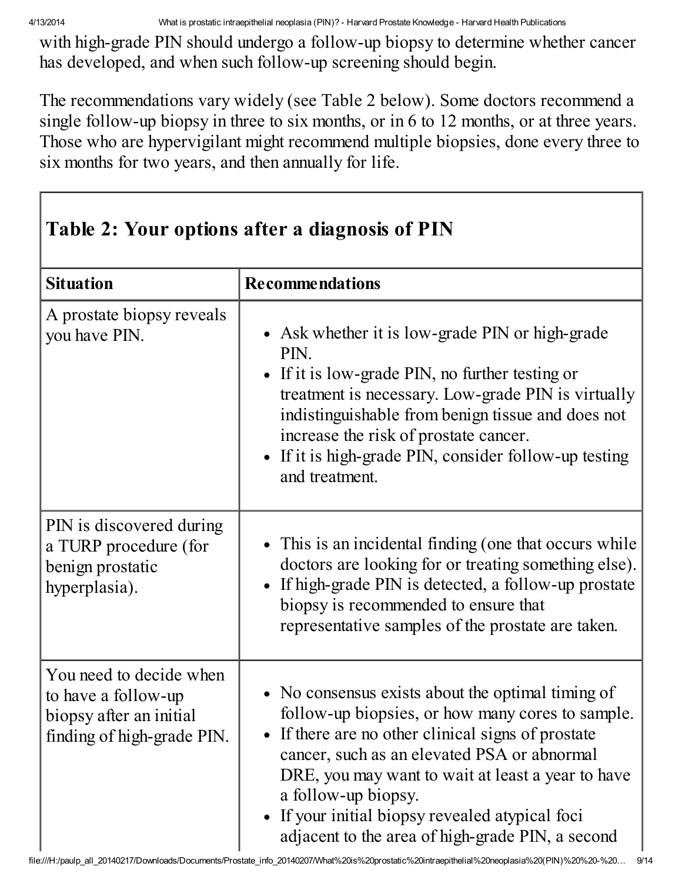with high-grade PIN should undergo a follow-up biopsy to determine whether cancer has developed, and when such follow-up screening should begin.

The recommendations vary widely (see Table 2 below). Some doctors recommend a single follow-up biopsy in three to six months, or in 6 to 12 months, or at three years. Those who are hypervigilant might recommend multiple biopsies, done every three to six months for two years, and then annually for life.

## Table 2: Your options after a diagnosis of PIN

| Situation | Recommendations |
|---|---|
| A prostate biopsy reveals you have PIN. | • Ask whether it is low-grade PIN or high-grade PIN.<br>• If it is low-grade PIN, no further testing or treatment is necessary. Low-grade PIN is virtually indistinguishable from benign tissue and does not increase the risk of prostate cancer.<br>• If it is high-grade PIN, consider follow-up testing and treatment. |
| PIN is discovered during a TURP procedure (for benign prostatic hyperplasia). | • This is an incidental finding (one that occurs while doctors are looking for or treating something else).<br>• If high-grade PIN is detected, a follow-up prostate biopsy is recommended to ensure that representative samples of the prostate are taken. |
| You need to decide when to have a follow-up biopsy after an initial finding of high-grade PIN. | • No consensus exists about the optimal timing of follow-up biopsies, or how many cores to sample.<br>• If there are no other clinical signs of prostate cancer, such as an elevated PSA or abnormal DRE, you may want to wait at least a year to have a follow-up biopsy.<br>• If your initial biopsy revealed atypical foci adjacent to the area of high-grade PIN, a second |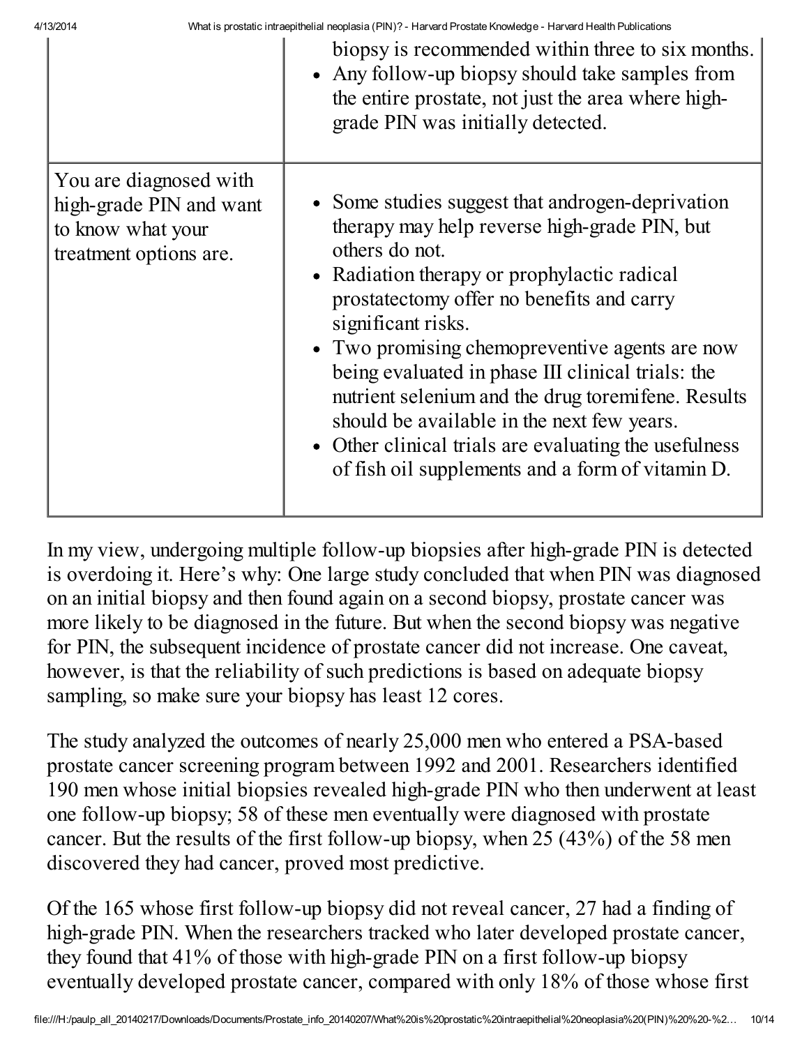| | |
|---|---|
| | biopsy is recommended within three to six months.<br>• Any follow-up biopsy should take samples from the entire prostate, not just the area where high-grade PIN was initially detected. |
| You are diagnosed with high-grade PIN and want to know what your treatment options are. | • Some studies suggest that androgen-deprivation therapy may help reverse high-grade PIN, but others do not.<br>• Radiation therapy or prophylactic radical prostatectomy offer no benefits and carry significant risks.<br>• Two promising chemopreventive agents are now being evaluated in phase III clinical trials: the nutrient selenium and the drug toremifene. Results should be available in the next few years.<br>• Other clinical trials are evaluating the usefulness of fish oil supplements and a form of vitamin D. |

In my view, undergoing multiple follow-up biopsies after high-grade PIN is detected is overdoing it. Here's why: One large study concluded that when PIN was diagnosed on an initial biopsy and then found again on a second biopsy, prostate cancer was more likely to be diagnosed in the future. But when the second biopsy was negative for PIN, the subsequent incidence of prostate cancer did not increase. One caveat, however, is that the reliability of such predictions is based on adequate biopsy sampling, so make sure your biopsy has least 12 cores.

The study analyzed the outcomes of nearly 25,000 men who entered a PSA-based prostate cancer screening program between 1992 and 2001. Researchers identified 190 men whose initial biopsies revealed high-grade PIN who then underwent at least one follow-up biopsy; 58 of these men eventually were diagnosed with prostate cancer. But the results of the first follow-up biopsy, when 25 (43%) of the 58 men discovered they had cancer, proved most predictive.

Of the 165 whose first follow-up biopsy did not reveal cancer, 27 had a finding of high-grade PIN. When the researchers tracked who later developed prostate cancer, they found that 41% of those with high-grade PIN on a first follow-up biopsy eventually developed prostate cancer, compared with only 18% of those whose first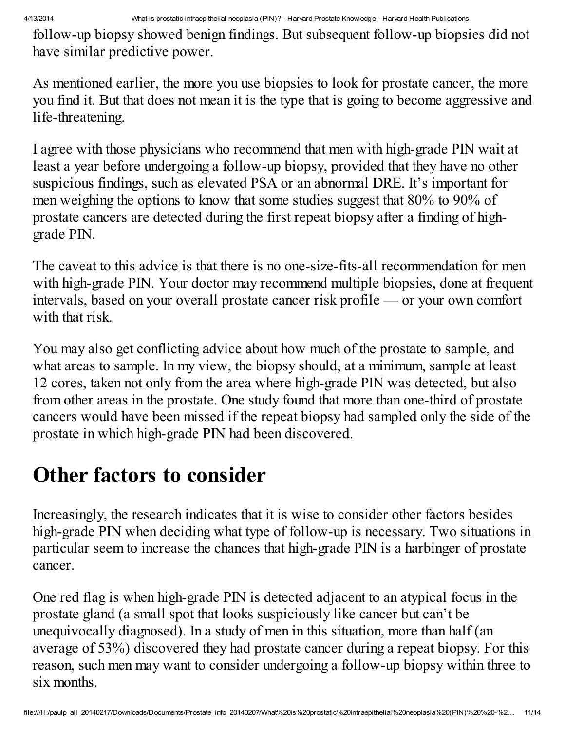follow-up biopsy showed benign findings. But subsequent follow-up biopsies did not have similar predictive power.

As mentioned earlier, the more you use biopsies to look for prostate cancer, the more you find it. But that does not mean it is the type that is going to become aggressive and life-threatening.

I agree with those physicians who recommend that men with high-grade PIN wait at least a year before undergoing a follow-up biopsy, provided that they have no other suspicious findings, such as elevated PSA or an abnormal DRE. It's important for men weighing the options to know that some studies suggest that 80% to 90% of prostate cancers are detected during the first repeat biopsy after a finding of high-grade PIN.

The caveat to this advice is that there is no one-size-fits-all recommendation for men with high-grade PIN. Your doctor may recommend multiple biopsies, done at frequent intervals, based on your overall prostate cancer risk profile — or your own comfort with that risk.

You may also get conflicting advice about how much of the prostate to sample, and what areas to sample. In my view, the biopsy should, at a minimum, sample at least 12 cores, taken not only from the area where high-grade PIN was detected, but also from other areas in the prostate. One study found that more than one-third of prostate cancers would have been missed if the repeat biopsy had sampled only the side of the prostate in which high-grade PIN had been discovered.

# Other factors to consider

Increasingly, the research indicates that it is wise to consider other factors besides high-grade PIN when deciding what type of follow-up is necessary. Two situations in particular seem to increase the chances that high-grade PIN is a harbinger of prostate cancer.

One red flag is when high-grade PIN is detected adjacent to an atypical focus in the prostate gland (a small spot that looks suspiciously like cancer but can't be unequivocally diagnosed). In a study of men in this situation, more than half (an average of 53%) discovered they had prostate cancer during a repeat biopsy. For this reason, such men may want to consider undergoing a follow-up biopsy within three to six months.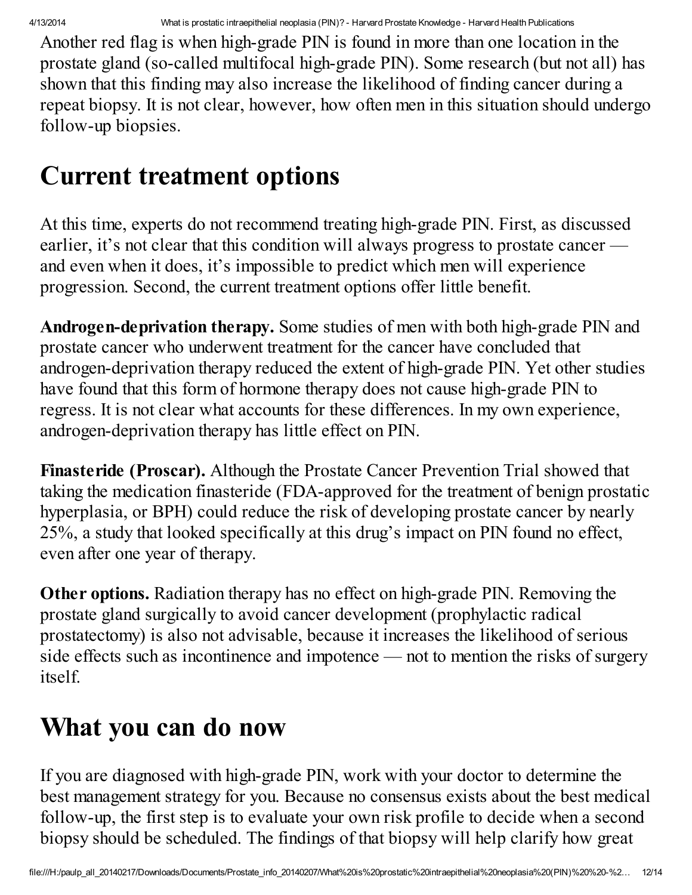Another red flag is when high-grade PIN is found in more than one location in the prostate gland (so-called multifocal high-grade PIN). Some research (but not all) has shown that this finding may also increase the likelihood of finding cancer during a repeat biopsy. It is not clear, however, how often men in this situation should undergo follow-up biopsies.

# Current treatment options

At this time, experts do not recommend treating high-grade PIN. First, as discussed earlier, it's not clear that this condition will always progress to prostate cancer — and even when it does, it's impossible to predict which men will experience progression. Second, the current treatment options offer little benefit.

**Androgen-deprivation therapy.** Some studies of men with both high-grade PIN and prostate cancer who underwent treatment for the cancer have concluded that androgen-deprivation therapy reduced the extent of high-grade PIN. Yet other studies have found that this form of hormone therapy does not cause high-grade PIN to regress. It is not clear what accounts for these differences. In my own experience, androgen-deprivation therapy has little effect on PIN.

**Finasteride (Proscar).** Although the Prostate Cancer Prevention Trial showed that taking the medication finasteride (FDA-approved for the treatment of benign prostatic hyperplasia, or BPH) could reduce the risk of developing prostate cancer by nearly 25%, a study that looked specifically at this drug's impact on PIN found no effect, even after one year of therapy.

**Other options.** Radiation therapy has no effect on high-grade PIN. Removing the prostate gland surgically to avoid cancer development (prophylactic radical prostatectomy) is also not advisable, because it increases the likelihood of serious side effects such as incontinence and impotence — not to mention the risks of surgery itself.

# What you can do now

If you are diagnosed with high-grade PIN, work with your doctor to determine the best management strategy for you. Because no consensus exists about the best medical follow-up, the first step is to evaluate your own risk profile to decide when a second biopsy should be scheduled. The findings of that biopsy will help clarify how great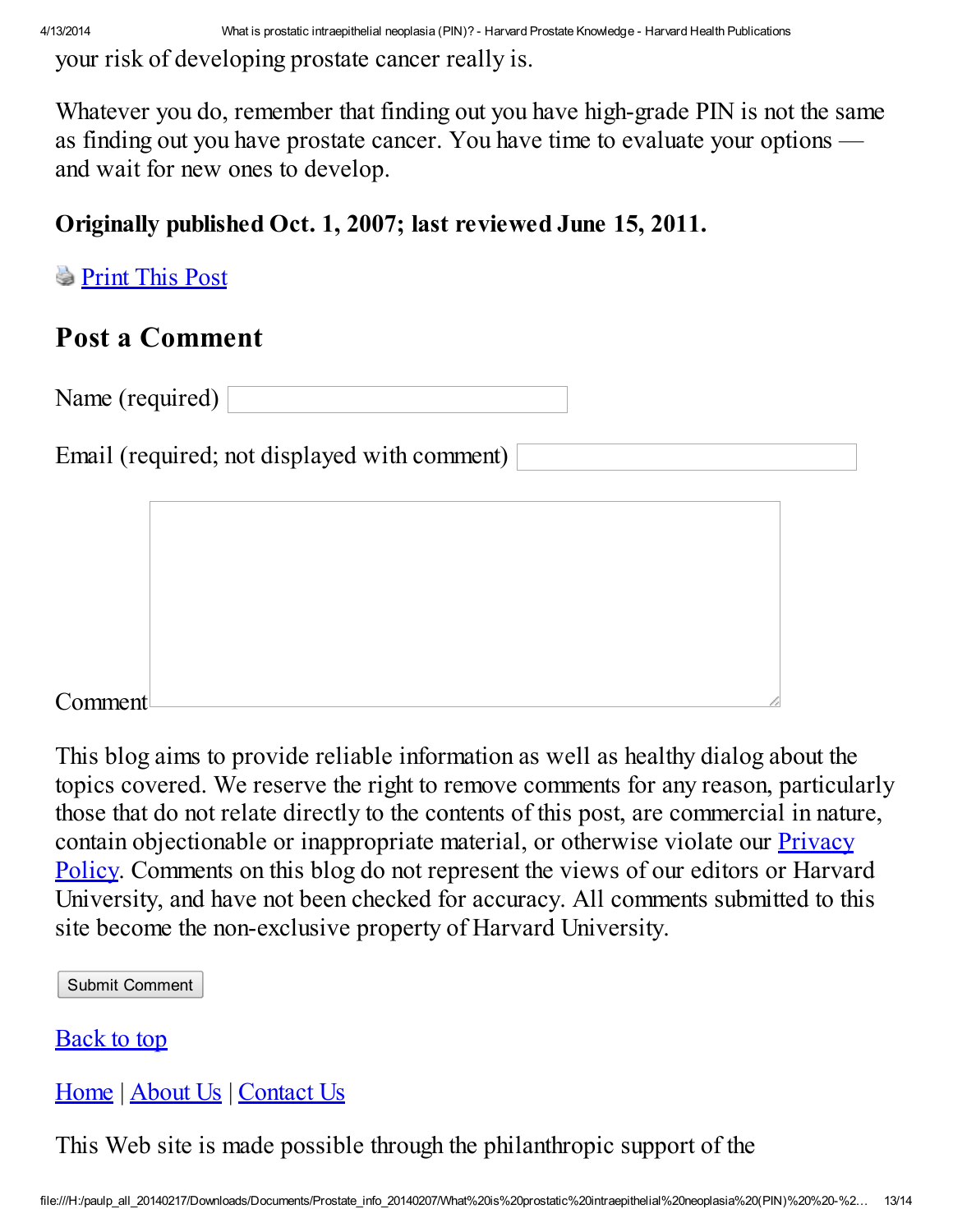your risk of developing prostate cancer really is.

Whatever you do, remember that finding out you have high-grade PIN is not the same as finding out you have prostate cancer. You have time to evaluate your options — and wait for new ones to develop.

**Originally published Oct. 1, 2007; last reviewed June 15, 2011.**

Print This Post

## Post a Comment

Name (required)

Email (required; not displayed with comment)

Comment

This blog aims to provide reliable information as well as healthy dialog about the topics covered. We reserve the right to remove comments for any reason, particularly those that do not relate directly to the contents of this post, are commercial in nature, contain objectionable or inappropriate material, or otherwise violate our Privacy Policy. Comments on this blog do not represent the views of our editors or Harvard University, and have not been checked for accuracy. All comments submitted to this site become the non-exclusive property of Harvard University.

Submit Comment

Back to top

Home | About Us | Contact Us

This Web site is made possible through the philanthropic support of the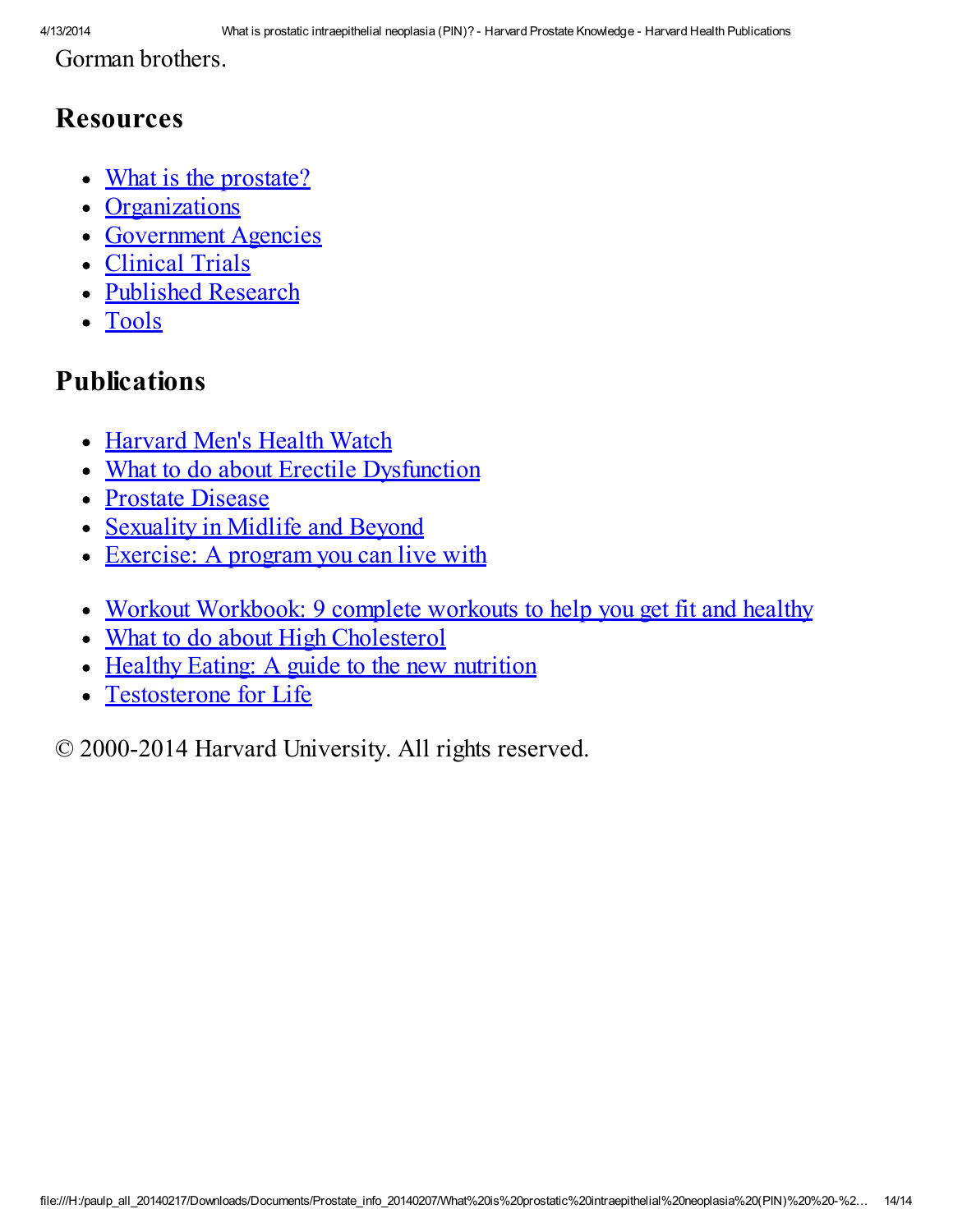Gorman brothers.

## Resources

- What is the prostate?
- Organizations
- Government Agencies
- Clinical Trials
- Published Research
- Tools

## Publications

- Harvard Men's Health Watch
- What to do about Erectile Dysfunction
- Prostate Disease
- Sexuality in Midlife and Beyond
- Exercise: A program you can live with

- Workout Workbook: 9 complete workouts to help you get fit and healthy
- What to do about High Cholesterol
- Healthy Eating: A guide to the new nutrition
- Testosterone for Life

© 2000-2014 Harvard University. All rights reserved.